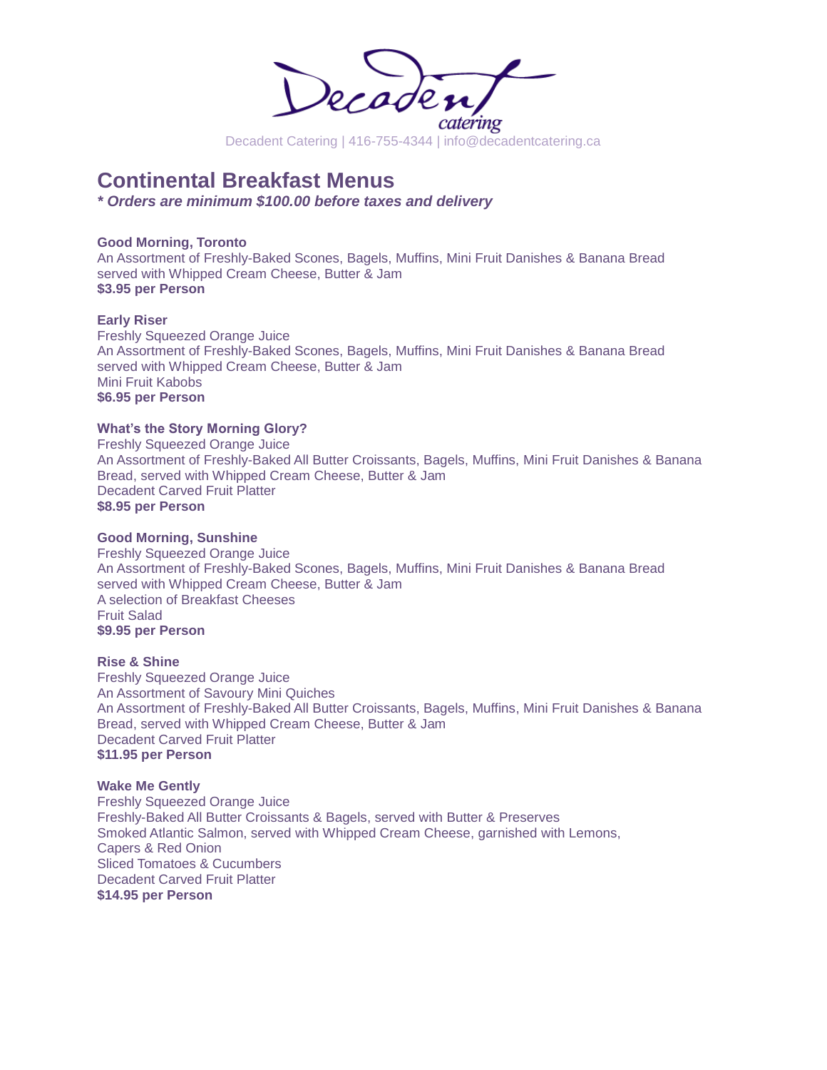Decadent catering

Decadent Catering | 416-755-4344 | info@decadentcatering.ca

# Continental Breakfast Menus

***\* Orders are minimum $100.00 before taxes and delivery***

**Good Morning, Toronto**
An Assortment of Freshly-Baked Scones, Bagels, Muffins, Mini Fruit Danishes & Banana Bread served with Whipped Cream Cheese, Butter & Jam
**$3.95 per Person**

**Early Riser**
Freshly Squeezed Orange Juice
An Assortment of Freshly-Baked Scones, Bagels, Muffins, Mini Fruit Danishes & Banana Bread served with Whipped Cream Cheese, Butter & Jam
Mini Fruit Kabobs
**$6.95 per Person**

**What's the Story Morning Glory?**
Freshly Squeezed Orange Juice
An Assortment of Freshly-Baked All Butter Croissants, Bagels, Muffins, Mini Fruit Danishes & Banana Bread, served with Whipped Cream Cheese, Butter & Jam
Decadent Carved Fruit Platter
**$8.95 per Person**

**Good Morning, Sunshine**
Freshly Squeezed Orange Juice
An Assortment of Freshly-Baked Scones, Bagels, Muffins, Mini Fruit Danishes & Banana Bread served with Whipped Cream Cheese, Butter & Jam
A selection of Breakfast Cheeses
Fruit Salad
**$9.95 per Person**

**Rise & Shine**
Freshly Squeezed Orange Juice
An Assortment of Savoury Mini Quiches
An Assortment of Freshly-Baked All Butter Croissants, Bagels, Muffins, Mini Fruit Danishes & Banana Bread, served with Whipped Cream Cheese, Butter & Jam
Decadent Carved Fruit Platter
**$11.95 per Person**

**Wake Me Gently**
Freshly Squeezed Orange Juice
Freshly-Baked All Butter Croissants & Bagels, served with Butter & Preserves
Smoked Atlantic Salmon, served with Whipped Cream Cheese, garnished with Lemons, Capers & Red Onion
Sliced Tomatoes & Cucumbers
Decadent Carved Fruit Platter
**$14.95 per Person**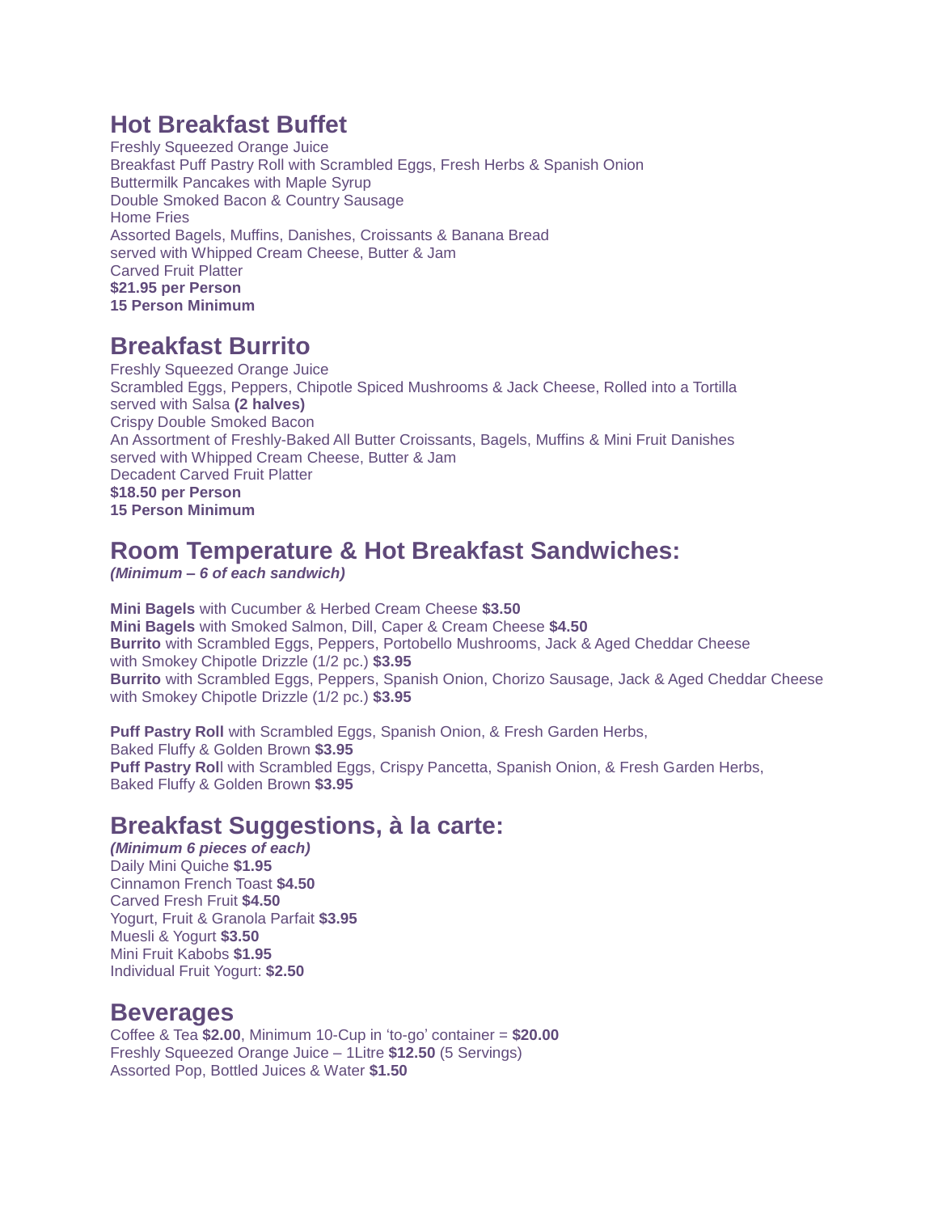## Hot Breakfast Buffet

Freshly Squeezed Orange Juice
Breakfast Puff Pastry Roll with Scrambled Eggs, Fresh Herbs & Spanish Onion
Buttermilk Pancakes with Maple Syrup
Double Smoked Bacon & Country Sausage
Home Fries
Assorted Bagels, Muffins, Danishes, Croissants & Banana Bread
served with Whipped Cream Cheese, Butter & Jam
Carved Fruit Platter
**$21.95 per Person**
**15 Person Minimum**

## Breakfast Burrito

Freshly Squeezed Orange Juice
Scrambled Eggs, Peppers, Chipotle Spiced Mushrooms & Jack Cheese, Rolled into a Tortilla
served with Salsa **(2 halves)**
Crispy Double Smoked Bacon
An Assortment of Freshly-Baked All Butter Croissants, Bagels, Muffins & Mini Fruit Danishes
served with Whipped Cream Cheese, Butter & Jam
Decadent Carved Fruit Platter
**$18.50 per Person**
**15 Person Minimum**

## Room Temperature & Hot Breakfast Sandwiches:

***(Minimum – 6 of each sandwich)***

**Mini Bagels** with Cucumber & Herbed Cream Cheese **$3.50**
**Mini Bagels** with Smoked Salmon, Dill, Caper & Cream Cheese **$4.50**
**Burrito** with Scrambled Eggs, Peppers, Portobello Mushrooms, Jack & Aged Cheddar Cheese
with Smokey Chipotle Drizzle (1/2 pc.) **$3.95**
**Burrito** with Scrambled Eggs, Peppers, Spanish Onion, Chorizo Sausage, Jack & Aged Cheddar Cheese
with Smokey Chipotle Drizzle (1/2 pc.) **$3.95**

**Puff Pastry Roll** with Scrambled Eggs, Spanish Onion, & Fresh Garden Herbs,
Baked Fluffy & Golden Brown **$3.95**
**Puff Pastry Roll** with Scrambled Eggs, Crispy Pancetta, Spanish Onion, & Fresh Garden Herbs,
Baked Fluffy & Golden Brown **$3.95**

## Breakfast Suggestions, à la carte:

***(Minimum 6 pieces of each)***
Daily Mini Quiche **$1.95**
Cinnamon French Toast **$4.50**
Carved Fresh Fruit **$4.50**
Yogurt, Fruit & Granola Parfait **$3.95**
Muesli & Yogurt **$3.50**
Mini Fruit Kabobs **$1.95**
Individual Fruit Yogurt: **$2.50**

## Beverages

Coffee & Tea **$2.00**, Minimum 10-Cup in 'to-go' container = **$20.00**
Freshly Squeezed Orange Juice – 1Litre **$12.50** (5 Servings)
Assorted Pop, Bottled Juices & Water **$1.50**